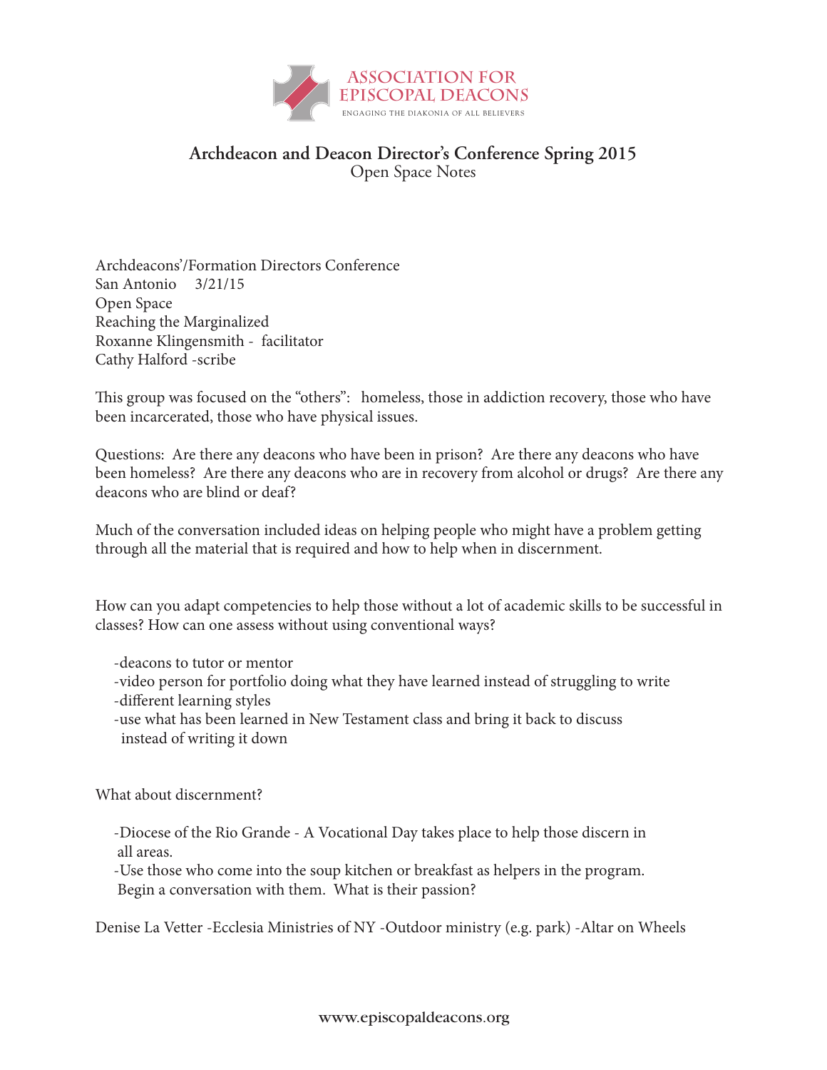ASSOCIATION FOR EPISCOPAL DEACONS

ENGAGING THE DIAKONIA OF ALL BELIEVERS

# Archdeacon and Deacon Director's Conference Spring 2015

Open Space Notes

Archdeacons'/Formation Directors Conference
San Antonio 3/21/15
Open Space
Reaching the Marginalized
Roxanne Klingensmith - facilitator
Cathy Halford -scribe

This group was focused on the "others": homeless, those in addiction recovery, those who have been incarcerated, those who have physical issues.

Questions: Are there any deacons who have been in prison? Are there any deacons who have been homeless? Are there any deacons who are in recovery from alcohol or drugs? Are there any deacons who are blind or deaf?

Much of the conversation included ideas on helping people who might have a problem getting through all the material that is required and how to help when in discernment.

How can you adapt competencies to help those without a lot of academic skills to be successful in classes? How can one assess without using conventional ways?

- -deacons to tutor or mentor
- -video person for portfolio doing what they have learned instead of struggling to write
- -different learning styles
- -use what has been learned in New Testament class and bring it back to discuss instead of writing it down

What about discernment?

- -Diocese of the Rio Grande - A Vocational Day takes place to help those discern in all areas.
- -Use those who come into the soup kitchen or breakfast as helpers in the program. Begin a conversation with them. What is their passion?

Denise La Vetter -Ecclesia Ministries of NY -Outdoor ministry (e.g. park) -Altar on Wheels

www.episcopaldeacons.org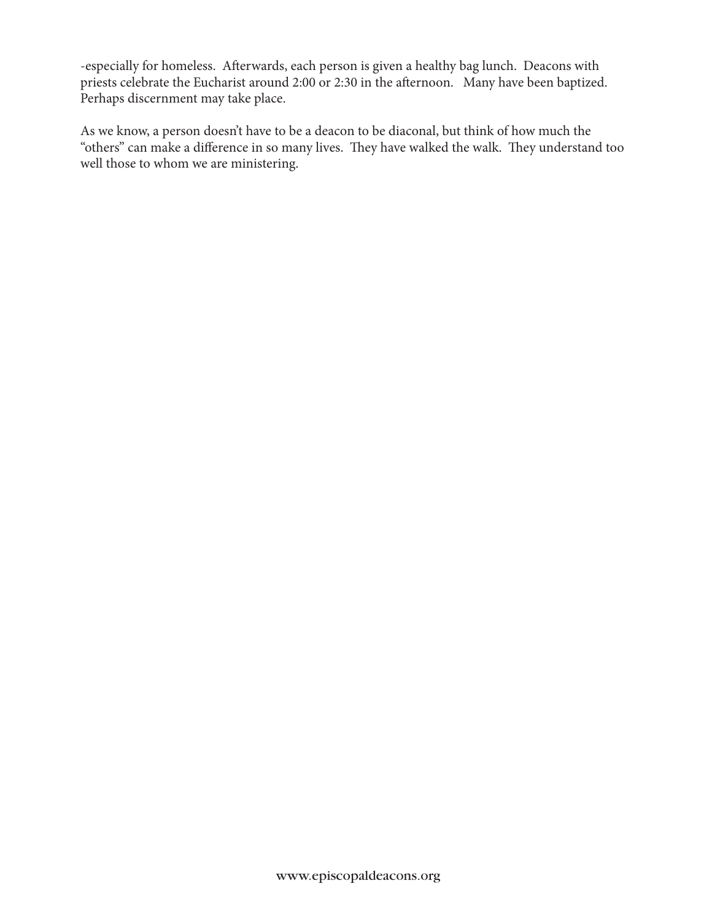-especially for homeless. Afterwards, each person is given a healthy bag lunch. Deacons with priests celebrate the Eucharist around 2:00 or 2:30 in the afternoon. Many have been baptized. Perhaps discernment may take place.

As we know, a person doesn't have to be a deacon to be diaconal, but think of how much the "others" can make a difference in so many lives. They have walked the walk. They understand too well those to whom we are ministering.